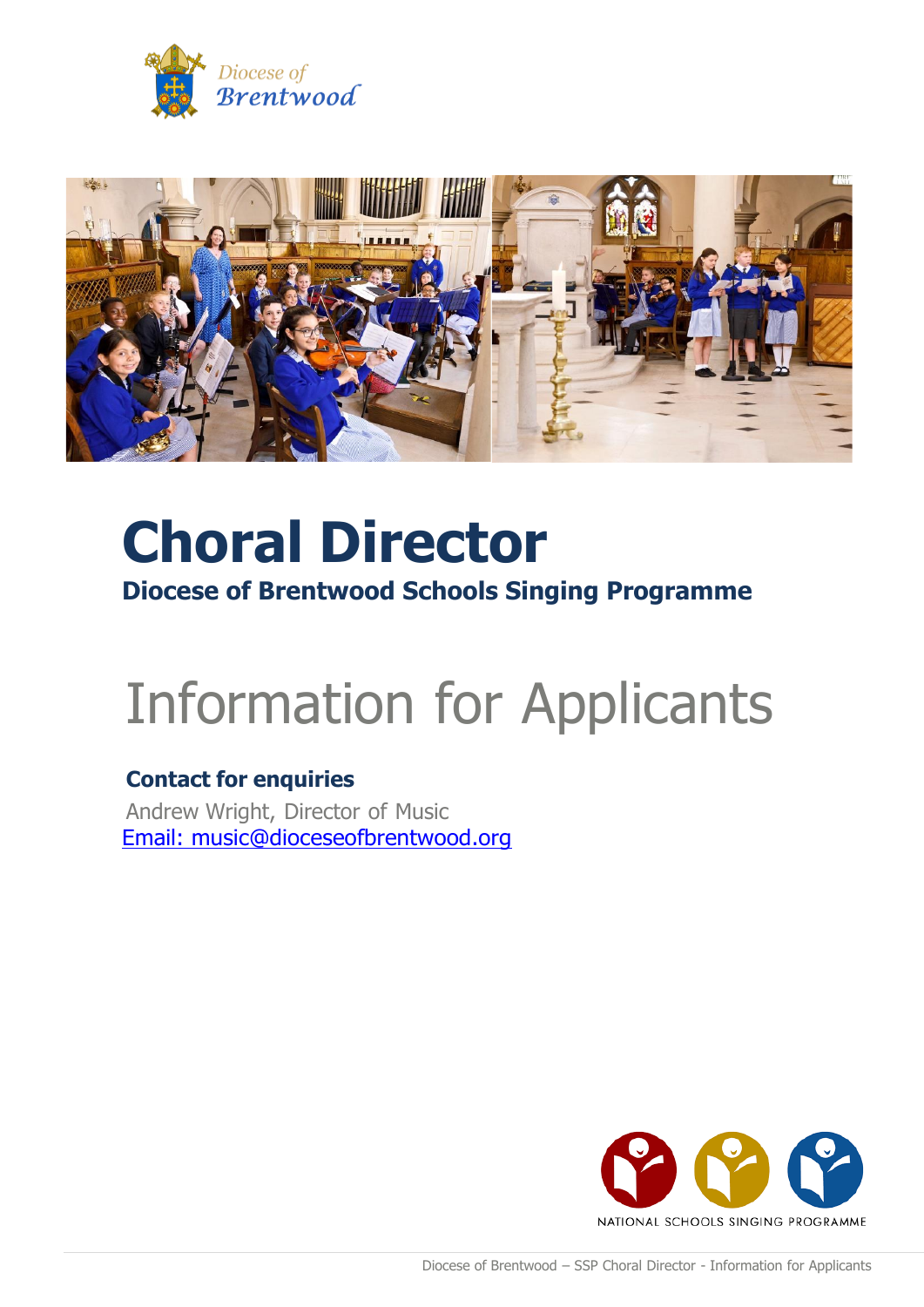Diocese of Brentwood

# Choral Director

## Diocese of Brentwood Schools Singing Programme

# Information for Applicants

**Contact for enquiries**

Andrew Wright, Director of Music

Email: music@dioceseofbrentwood.org

NATIONAL SCHOOLS SINGING PROGRAMME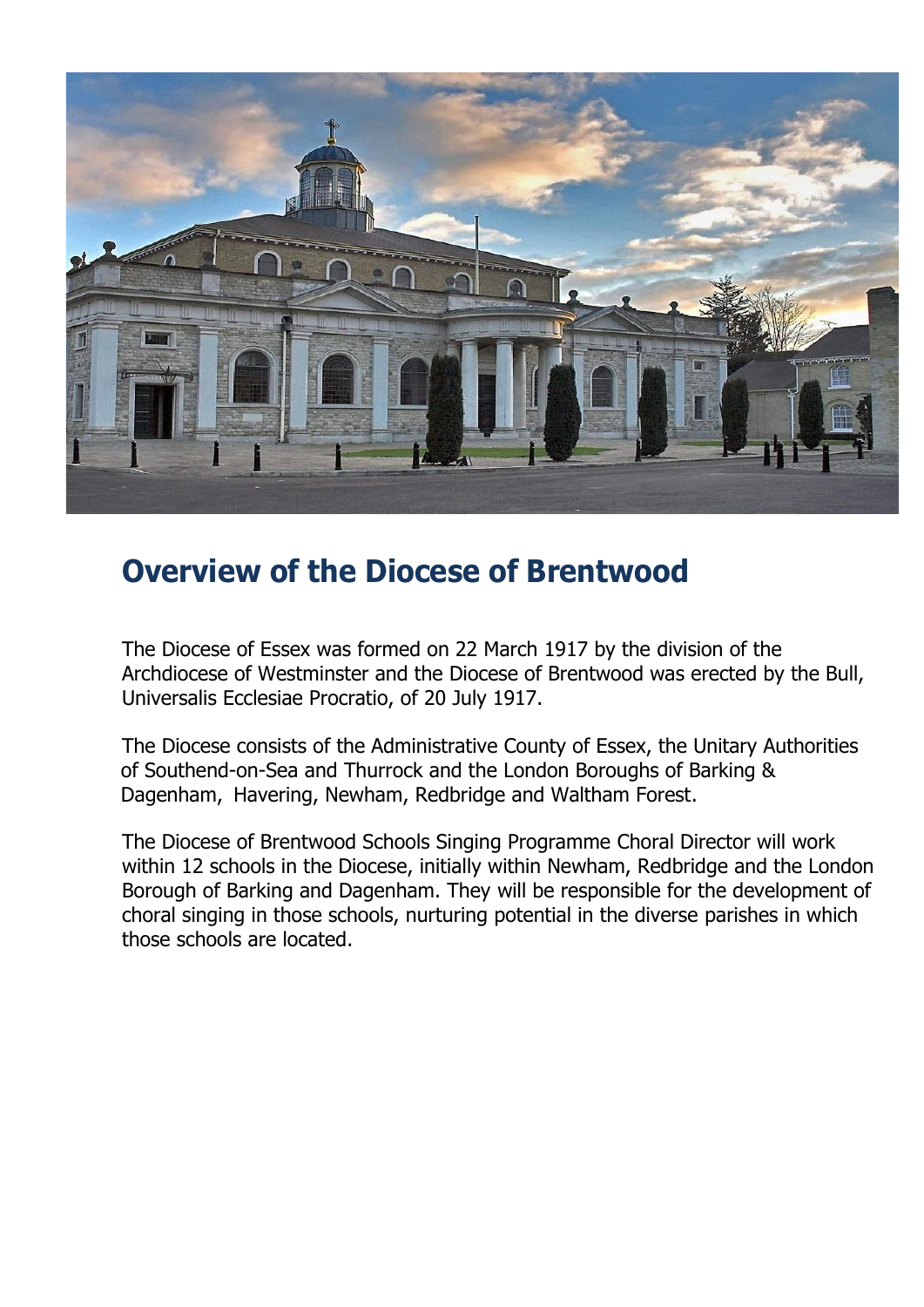## Overview of the Diocese of Brentwood

The Diocese of Essex was formed on 22 March 1917 by the division of the Archdiocese of Westminster and the Diocese of Brentwood was erected by the Bull, Universalis Ecclesiae Procratio, of 20 July 1917.

The Diocese consists of the Administrative County of Essex, the Unitary Authorities of Southend-on-Sea and Thurrock and the London Boroughs of Barking & Dagenham, Havering, Newham, Redbridge and Waltham Forest.

The Diocese of Brentwood Schools Singing Programme Choral Director will work within 12 schools in the Diocese, initially within Newham, Redbridge and the London Borough of Barking and Dagenham. They will be responsible for the development of choral singing in those schools, nurturing potential in the diverse parishes in which those schools are located.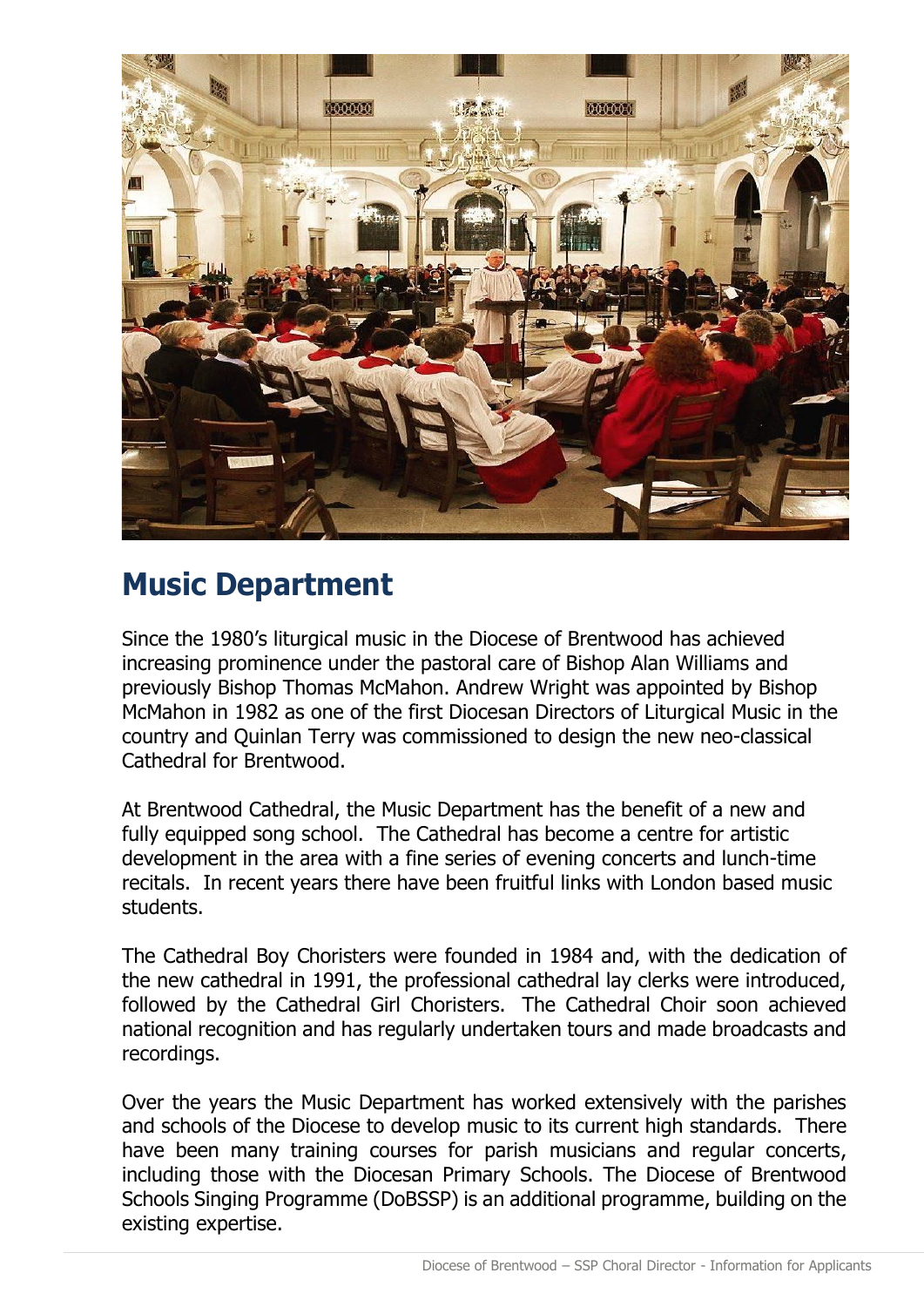## Music Department

Since the 1980's liturgical music in the Diocese of Brentwood has achieved increasing prominence under the pastoral care of Bishop Alan Williams and previously Bishop Thomas McMahon. Andrew Wright was appointed by Bishop McMahon in 1982 as one of the first Diocesan Directors of Liturgical Music in the country and Quinlan Terry was commissioned to design the new neo-classical Cathedral for Brentwood.

At Brentwood Cathedral, the Music Department has the benefit of a new and fully equipped song school. The Cathedral has become a centre for artistic development in the area with a fine series of evening concerts and lunch-time recitals. In recent years there have been fruitful links with London based music students.

The Cathedral Boy Choristers were founded in 1984 and, with the dedication of the new cathedral in 1991, the professional cathedral lay clerks were introduced, followed by the Cathedral Girl Choristers. The Cathedral Choir soon achieved national recognition and has regularly undertaken tours and made broadcasts and recordings.

Over the years the Music Department has worked extensively with the parishes and schools of the Diocese to develop music to its current high standards. There have been many training courses for parish musicians and regular concerts, including those with the Diocesan Primary Schools. The Diocese of Brentwood Schools Singing Programme (DoBSSP) is an additional programme, building on the existing expertise.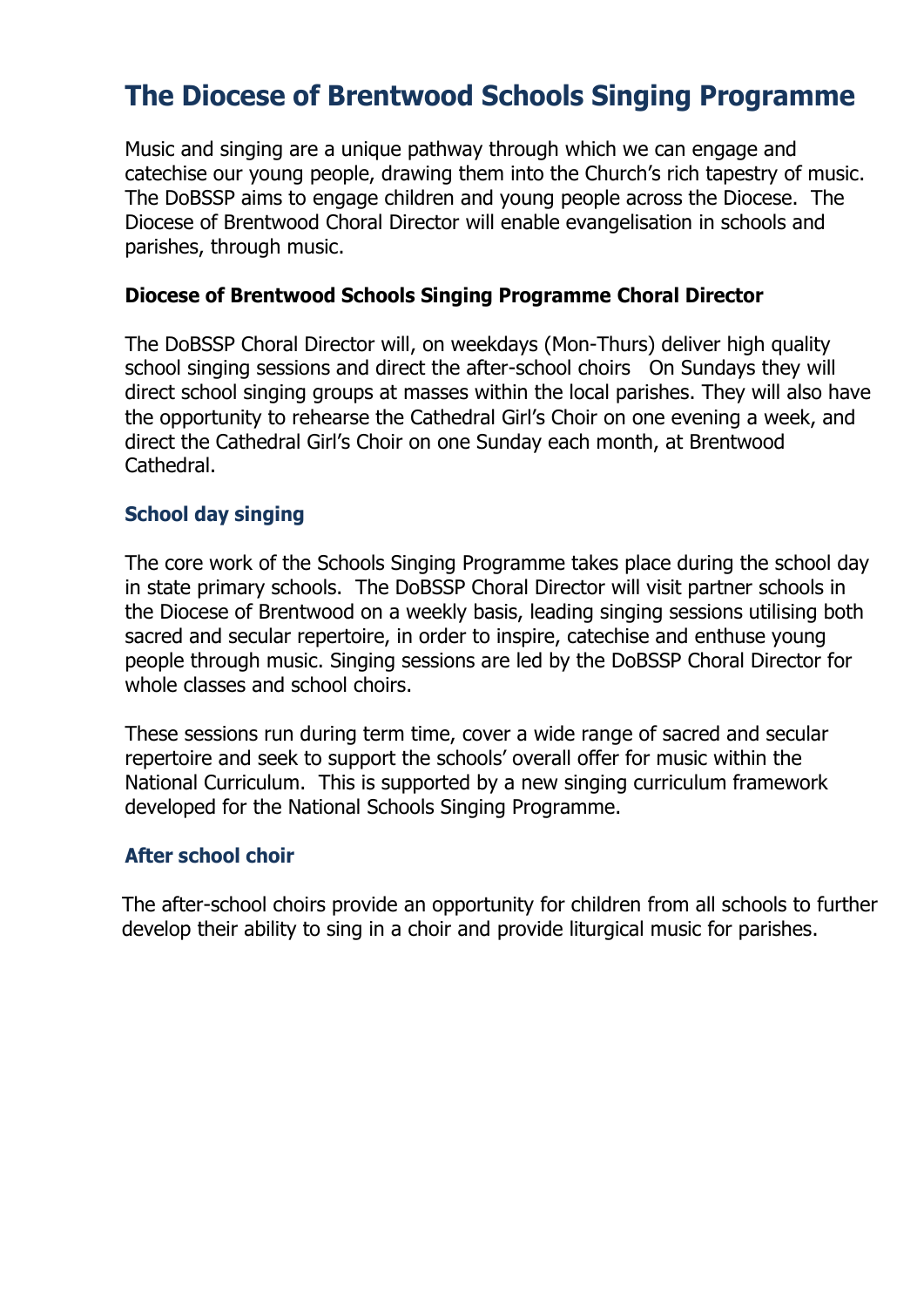# The Diocese of Brentwood Schools Singing Programme

Music and singing are a unique pathway through which we can engage and catechise our young people, drawing them into the Church's rich tapestry of music. The DoBSSP aims to engage children and young people across the Diocese. The Diocese of Brentwood Choral Director will enable evangelisation in schools and parishes, through music.

**Diocese of Brentwood Schools Singing Programme Choral Director**

The DoBSSP Choral Director will, on weekdays (Mon-Thurs) deliver high quality school singing sessions and direct the after-school choirs On Sundays they will direct school singing groups at masses within the local parishes. They will also have the opportunity to rehearse the Cathedral Girl's Choir on one evening a week, and direct the Cathedral Girl's Choir on one Sunday each month, at Brentwood Cathedral.

### School day singing

The core work of the Schools Singing Programme takes place during the school day in state primary schools. The DoBSSP Choral Director will visit partner schools in the Diocese of Brentwood on a weekly basis, leading singing sessions utilising both sacred and secular repertoire, in order to inspire, catechise and enthuse young people through music. Singing sessions are led by the DoBSSP Choral Director for whole classes and school choirs.

These sessions run during term time, cover a wide range of sacred and secular repertoire and seek to support the schools' overall offer for music within the National Curriculum. This is supported by a new singing curriculum framework developed for the National Schools Singing Programme.

### After school choir

The after-school choirs provide an opportunity for children from all schools to further develop their ability to sing in a choir and provide liturgical music for parishes.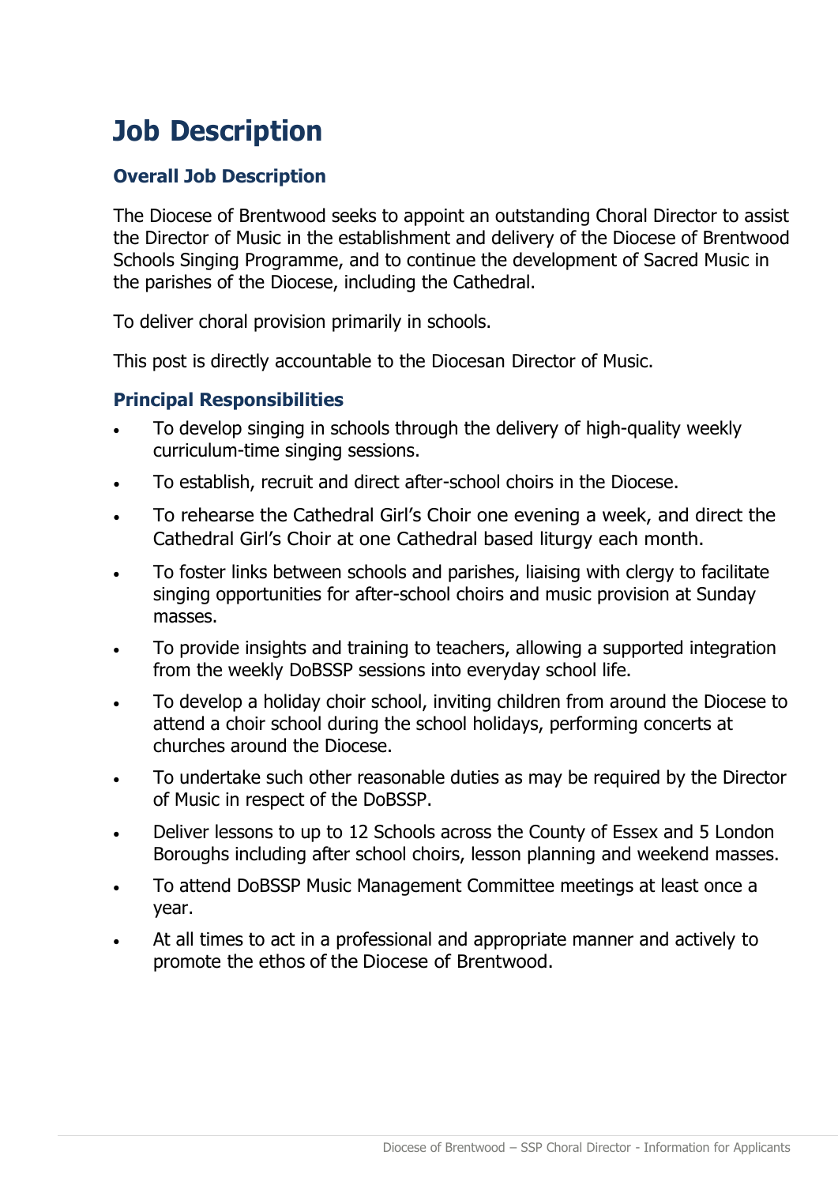# Job Description

### Overall Job Description

The Diocese of Brentwood seeks to appoint an outstanding Choral Director to assist the Director of Music in the establishment and delivery of the Diocese of Brentwood Schools Singing Programme, and to continue the development of Sacred Music in the parishes of the Diocese, including the Cathedral.

To deliver choral provision primarily in schools.

This post is directly accountable to the Diocesan Director of Music.

### Principal Responsibilities

- To develop singing in schools through the delivery of high-quality weekly curriculum-time singing sessions.
- To establish, recruit and direct after-school choirs in the Diocese.
- To rehearse the Cathedral Girl's Choir one evening a week, and direct the Cathedral Girl's Choir at one Cathedral based liturgy each month.
- To foster links between schools and parishes, liaising with clergy to facilitate singing opportunities for after-school choirs and music provision at Sunday masses.
- To provide insights and training to teachers, allowing a supported integration from the weekly DoBSSP sessions into everyday school life.
- To develop a holiday choir school, inviting children from around the Diocese to attend a choir school during the school holidays, performing concerts at churches around the Diocese.
- To undertake such other reasonable duties as may be required by the Director of Music in respect of the DoBSSP.
- Deliver lessons to up to 12 Schools across the County of Essex and 5 London Boroughs including after school choirs, lesson planning and weekend masses.
- To attend DoBSSP Music Management Committee meetings at least once a year.
- At all times to act in a professional and appropriate manner and actively to promote the ethos of the Diocese of Brentwood.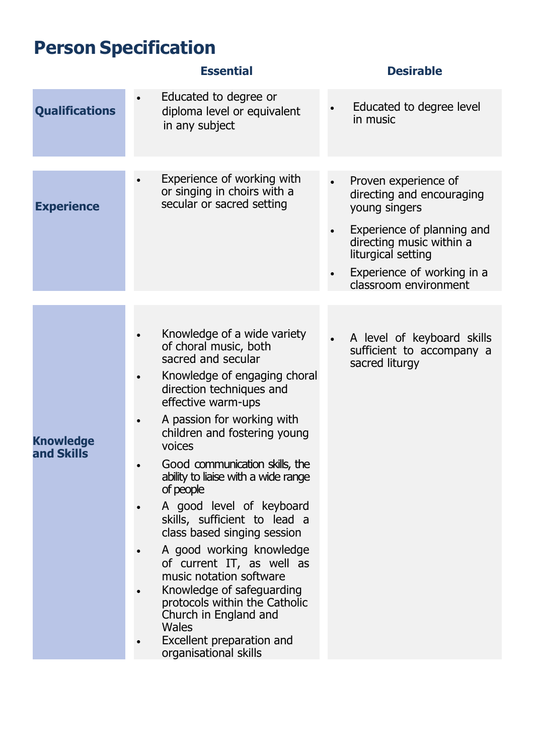# Person Specification

| | Essential | Desirable |
|---|---|---|
| **Qualifications** | • Educated to degree or diploma level or equivalent in any subject | • Educated to degree level in music |
| **Experience** | • Experience of working with or singing in choirs with a secular or sacred setting | • Proven experience of directing and encouraging young singers<br>• Experience of planning and directing music within a liturgical setting<br>• Experience of working in a classroom environment |
| **Knowledge and Skills** | • Knowledge of a wide variety of choral music, both sacred and secular<br>• Knowledge of engaging choral direction techniques and effective warm-ups<br>• A passion for working with children and fostering young voices<br>• Good communication skills, the ability to liaise with a wide range of people<br>• A good level of keyboard skills, sufficient to lead a class based singing session<br>• A good working knowledge of current IT, as well as music notation software<br>• Knowledge of safeguarding protocols within the Catholic Church in England and Wales<br>• Excellent preparation and organisational skills | • A level of keyboard skills sufficient to accompany a sacred liturgy |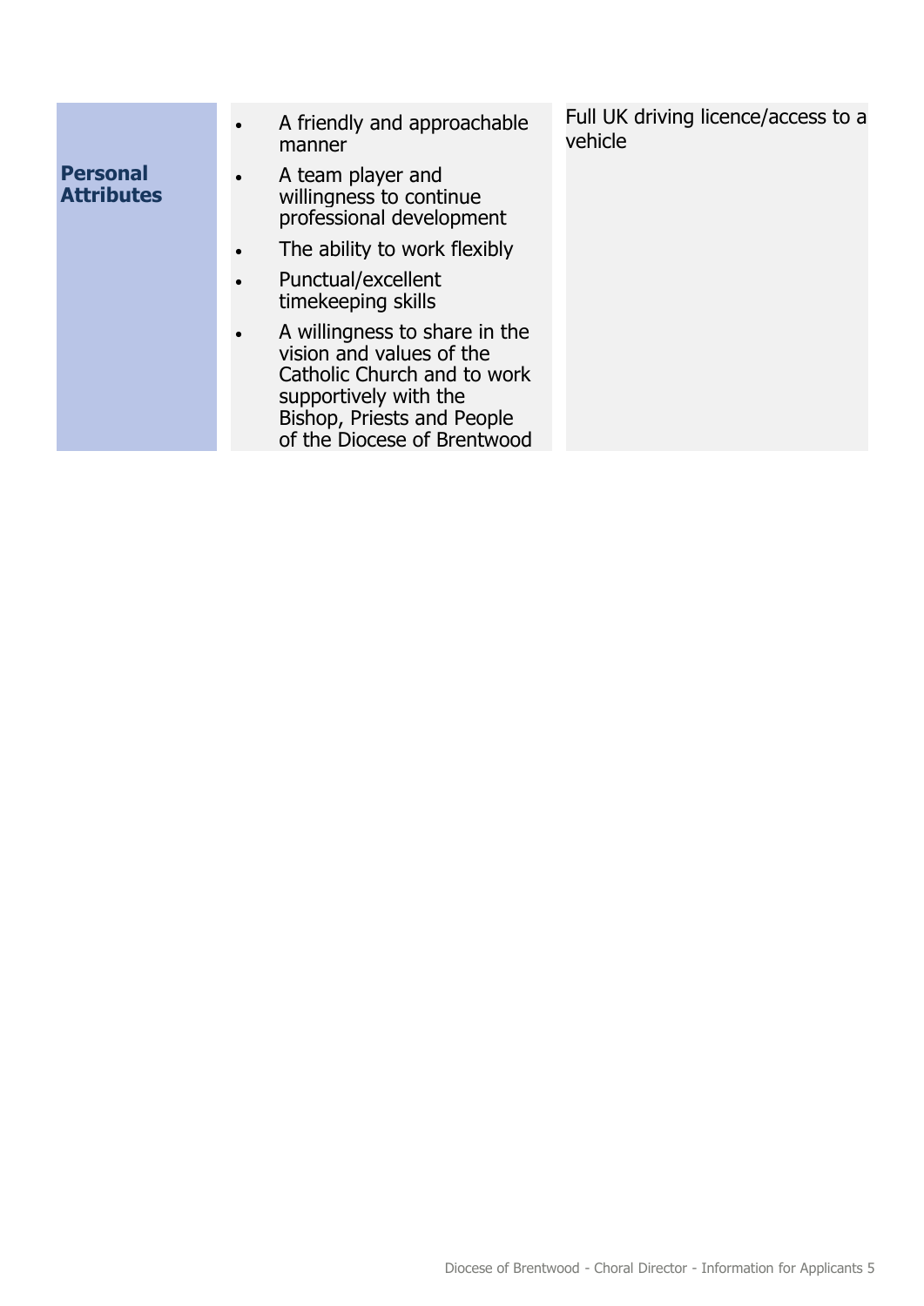| | | |
|---|---|---|
| **Personal Attributes** | • A friendly and approachable manner<br>• A team player and willingness to continue professional development<br>• The ability to work flexibly<br>• Punctual/excellent timekeeping skills<br>• A willingness to share in the vision and values of the Catholic Church and to work supportively with the Bishop, Priests and People of the Diocese of Brentwood | Full UK driving licence/access to a vehicle |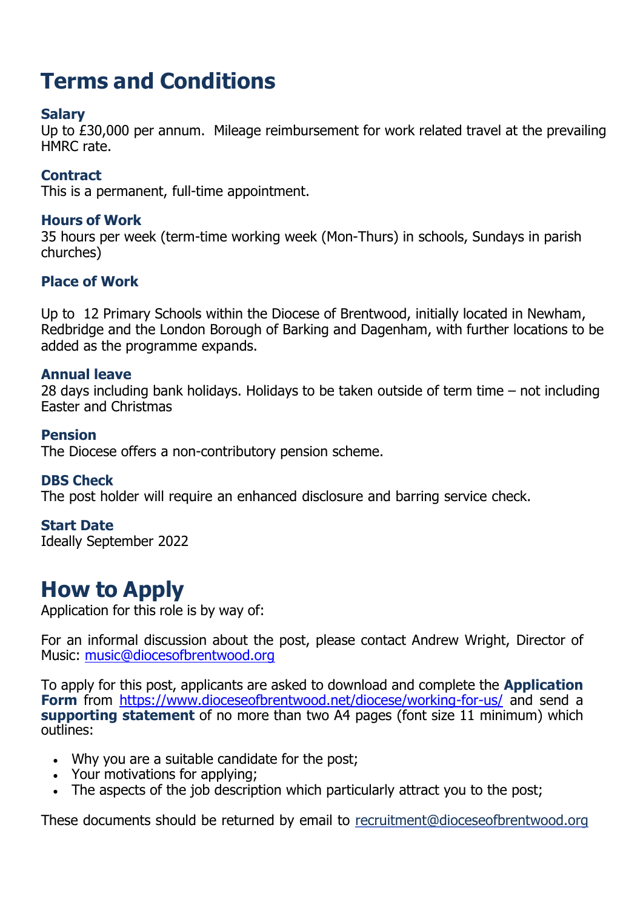# Terms and Conditions

### Salary

Up to £30,000 per annum.  Mileage reimbursement for work related travel at the prevailing HMRC rate.

### Contract

This is a permanent, full-time appointment.

### Hours of Work

35 hours per week (term-time working week (Mon-Thurs) in schools, Sundays in parish churches)

### Place of Work

Up to 12 Primary Schools within the Diocese of Brentwood, initially located in Newham, Redbridge and the London Borough of Barking and Dagenham, with further locations to be added as the programme expands.

### Annual leave

28 days including bank holidays. Holidays to be taken outside of term time – not including Easter and Christmas

### Pension

The Diocese offers a non-contributory pension scheme.

### DBS Check

The post holder will require an enhanced disclosure and barring service check.

### Start Date

Ideally September 2022

# How to Apply

Application for this role is by way of:

For an informal discussion about the post, please contact Andrew Wright, Director of Music: music@diocesofbrentwood.org

To apply for this post, applicants are asked to download and complete the **Application Form** from https://www.dioceseofbrentwood.net/diocese/working-for-us/ and send a **supporting statement** of no more than two A4 pages (font size 11 minimum) which outlines:

- Why you are a suitable candidate for the post;
- Your motivations for applying;
- The aspects of the job description which particularly attract you to the post;

These documents should be returned by email to recruitment@dioceseofbrentwood.org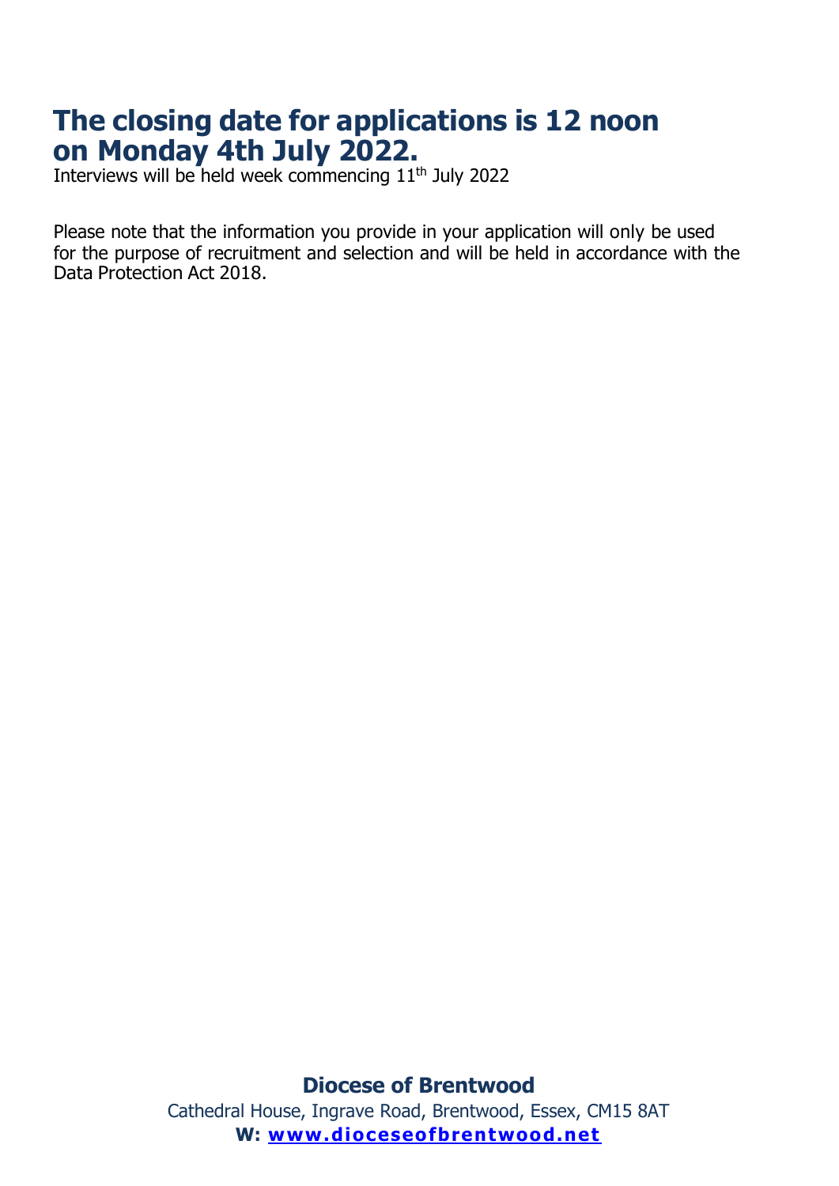## The closing date for applications is 12 noon on Monday 4th July 2022.

Interviews will be held week commencing 11th July 2022

Please note that the information you provide in your application will only be used for the purpose of recruitment and selection and will be held in accordance with the Data Protection Act 2018.

**Diocese of Brentwood**

Cathedral House, Ingrave Road, Brentwood, Essex, CM15 8AT

**W: www.dioceseofbrentwood.net**